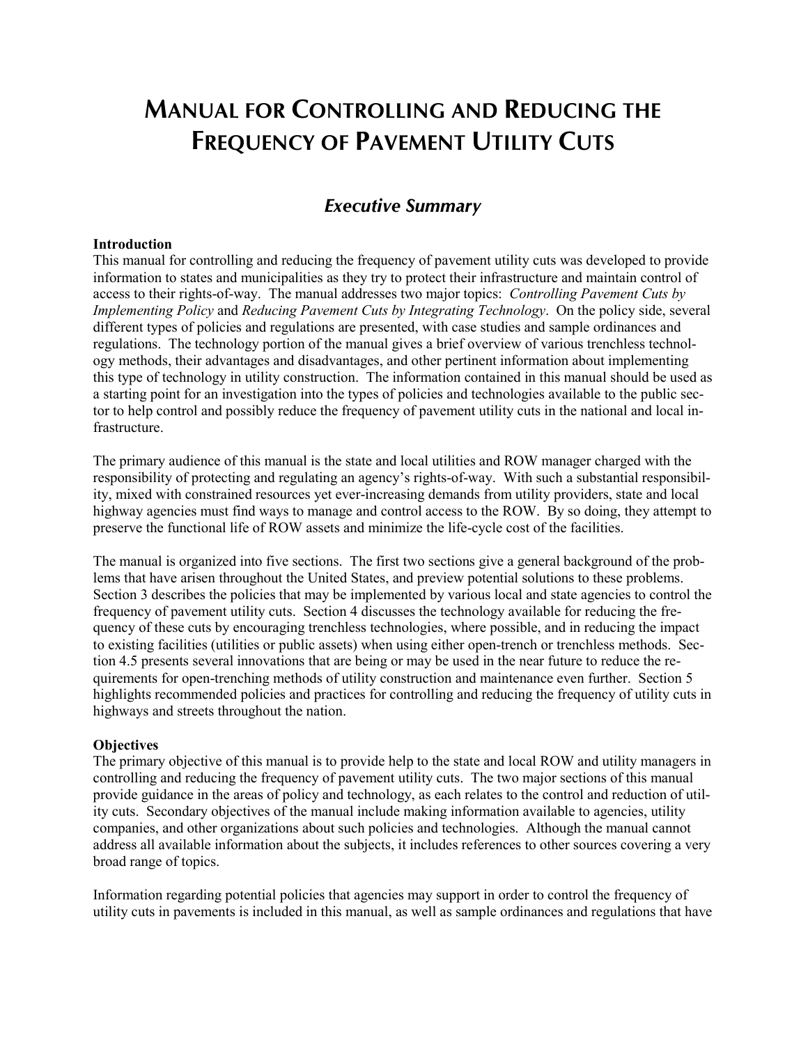# Manual for Controlling and Reducing the Frequency of Pavement Utility Cuts

## *Executive Summary*

**Introduction**

This manual for controlling and reducing the frequency of pavement utility cuts was developed to provide information to states and municipalities as they try to protect their infrastructure and maintain control of access to their rights-of-way. The manual addresses two major topics: *Controlling Pavement Cuts by Implementing Policy* and *Reducing Pavement Cuts by Integrating Technology*. On the policy side, several different types of policies and regulations are presented, with case studies and sample ordinances and regulations. The technology portion of the manual gives a brief overview of various trenchless technology methods, their advantages and disadvantages, and other pertinent information about implementing this type of technology in utility construction. The information contained in this manual should be used as a starting point for an investigation into the types of policies and technologies available to the public sector to help control and possibly reduce the frequency of pavement utility cuts in the national and local infrastructure.

The primary audience of this manual is the state and local utilities and ROW manager charged with the responsibility of protecting and regulating an agency's rights-of-way. With such a substantial responsibility, mixed with constrained resources yet ever-increasing demands from utility providers, state and local highway agencies must find ways to manage and control access to the ROW. By so doing, they attempt to preserve the functional life of ROW assets and minimize the life-cycle cost of the facilities.

The manual is organized into five sections. The first two sections give a general background of the problems that have arisen throughout the United States, and preview potential solutions to these problems. Section 3 describes the policies that may be implemented by various local and state agencies to control the frequency of pavement utility cuts. Section 4 discusses the technology available for reducing the frequency of these cuts by encouraging trenchless technologies, where possible, and in reducing the impact to existing facilities (utilities or public assets) when using either open-trench or trenchless methods. Section 4.5 presents several innovations that are being or may be used in the near future to reduce the requirements for open-trenching methods of utility construction and maintenance even further. Section 5 highlights recommended policies and practices for controlling and reducing the frequency of utility cuts in highways and streets throughout the nation.

**Objectives**

The primary objective of this manual is to provide help to the state and local ROW and utility managers in controlling and reducing the frequency of pavement utility cuts. The two major sections of this manual provide guidance in the areas of policy and technology, as each relates to the control and reduction of utility cuts. Secondary objectives of the manual include making information available to agencies, utility companies, and other organizations about such policies and technologies. Although the manual cannot address all available information about the subjects, it includes references to other sources covering a very broad range of topics.

Information regarding potential policies that agencies may support in order to control the frequency of utility cuts in pavements is included in this manual, as well as sample ordinances and regulations that have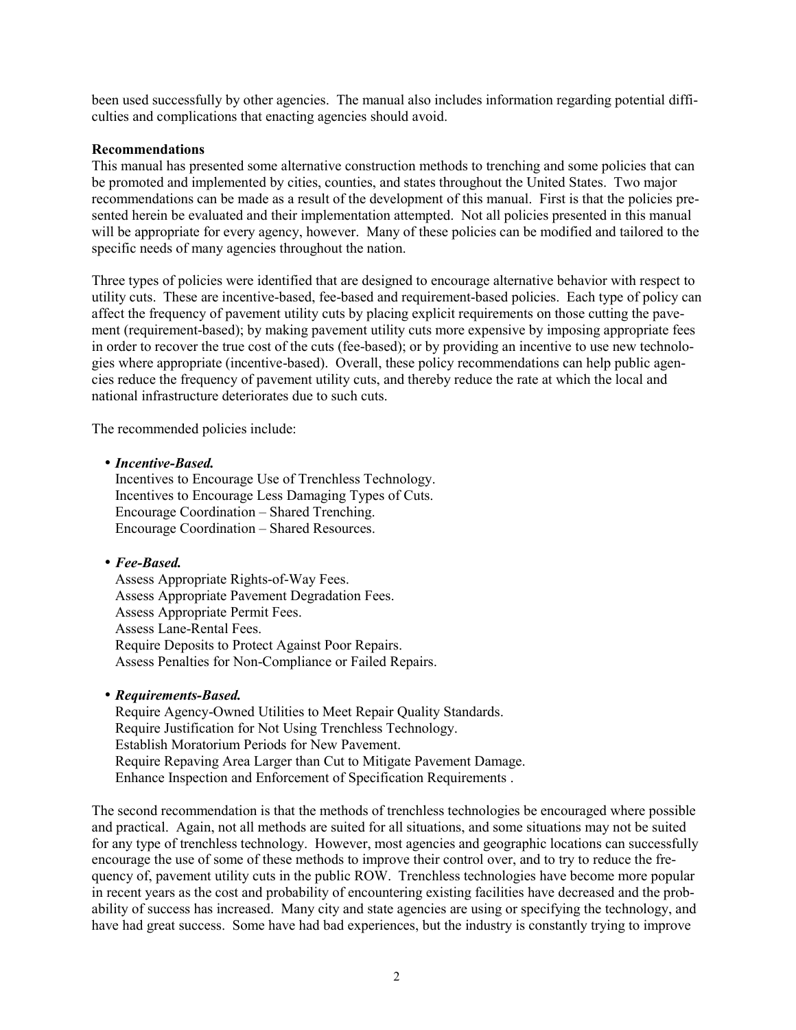been used successfully by other agencies. The manual also includes information regarding potential difficulties and complications that enacting agencies should avoid.

**Recommendations**

This manual has presented some alternative construction methods to trenching and some policies that can be promoted and implemented by cities, counties, and states throughout the United States. Two major recommendations can be made as a result of the development of this manual. First is that the policies presented herein be evaluated and their implementation attempted. Not all policies presented in this manual will be appropriate for every agency, however. Many of these policies can be modified and tailored to the specific needs of many agencies throughout the nation.

Three types of policies were identified that are designed to encourage alternative behavior with respect to utility cuts. These are incentive-based, fee-based and requirement-based policies. Each type of policy can affect the frequency of pavement utility cuts by placing explicit requirements on those cutting the pavement (requirement-based); by making pavement utility cuts more expensive by imposing appropriate fees in order to recover the true cost of the cuts (fee-based); or by providing an incentive to use new technologies where appropriate (incentive-based). Overall, these policy recommendations can help public agencies reduce the frequency of pavement utility cuts, and thereby reduce the rate at which the local and national infrastructure deteriorates due to such cuts.

The recommended policies include:

- ***Incentive-Based.***
  Incentives to Encourage Use of Trenchless Technology.
  Incentives to Encourage Less Damaging Types of Cuts.
  Encourage Coordination – Shared Trenching.
  Encourage Coordination – Shared Resources.

- ***Fee-Based.***
  Assess Appropriate Rights-of-Way Fees.
  Assess Appropriate Pavement Degradation Fees.
  Assess Appropriate Permit Fees.
  Assess Lane-Rental Fees.
  Require Deposits to Protect Against Poor Repairs.
  Assess Penalties for Non-Compliance or Failed Repairs.

- ***Requirements-Based.***
  Require Agency-Owned Utilities to Meet Repair Quality Standards.
  Require Justification for Not Using Trenchless Technology.
  Establish Moratorium Periods for New Pavement.
  Require Repaving Area Larger than Cut to Mitigate Pavement Damage.
  Enhance Inspection and Enforcement of Specification Requirements .

The second recommendation is that the methods of trenchless technologies be encouraged where possible and practical. Again, not all methods are suited for all situations, and some situations may not be suited for any type of trenchless technology. However, most agencies and geographic locations can successfully encourage the use of some of these methods to improve their control over, and to try to reduce the frequency of, pavement utility cuts in the public ROW. Trenchless technologies have become more popular in recent years as the cost and probability of encountering existing facilities have decreased and the probability of success has increased. Many city and state agencies are using or specifying the technology, and have had great success. Some have had bad experiences, but the industry is constantly trying to improve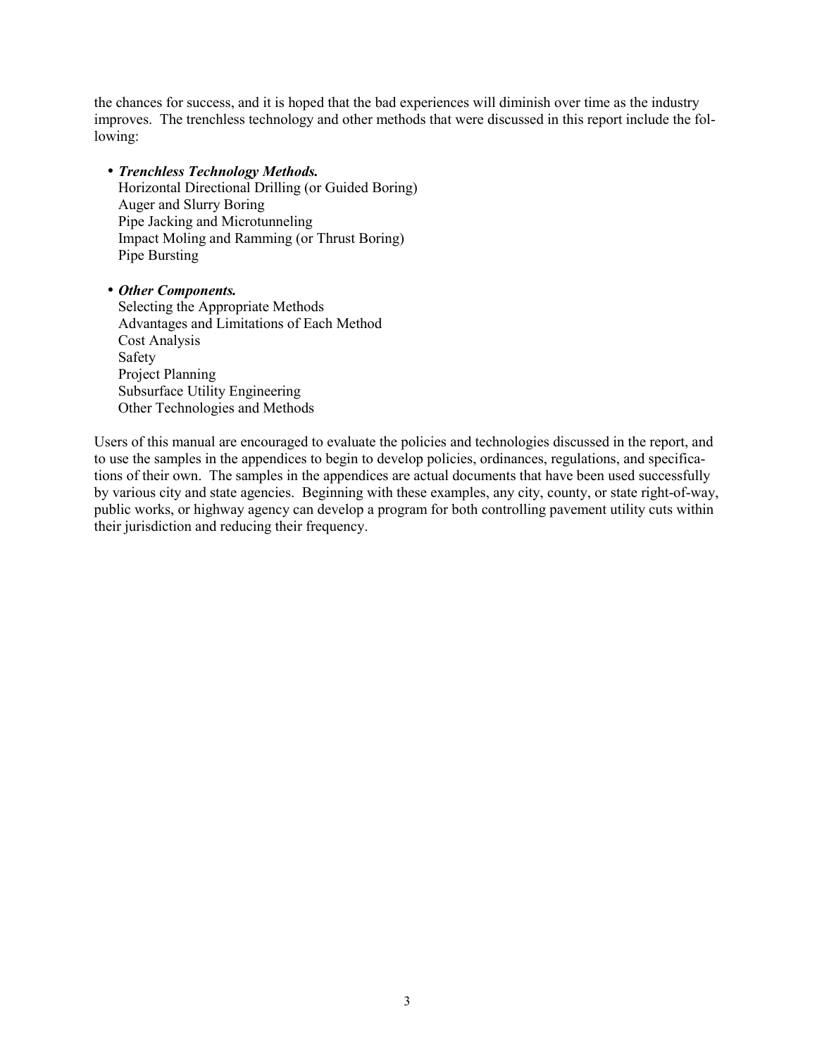the chances for success, and it is hoped that the bad experiences will diminish over time as the industry improves. The trenchless technology and other methods that were discussed in this report include the following:

- ***Trenchless Technology Methods.***
  Horizontal Directional Drilling (or Guided Boring)
  Auger and Slurry Boring
  Pipe Jacking and Microtunneling
  Impact Moling and Ramming (or Thrust Boring)
  Pipe Bursting

- ***Other Components.***
  Selecting the Appropriate Methods
  Advantages and Limitations of Each Method
  Cost Analysis
  Safety
  Project Planning
  Subsurface Utility Engineering
  Other Technologies and Methods

Users of this manual are encouraged to evaluate the policies and technologies discussed in the report, and to use the samples in the appendices to begin to develop policies, ordinances, regulations, and specifications of their own. The samples in the appendices are actual documents that have been used successfully by various city and state agencies. Beginning with these examples, any city, county, or state right-of-way, public works, or highway agency can develop a program for both controlling pavement utility cuts within their jurisdiction and reducing their frequency.